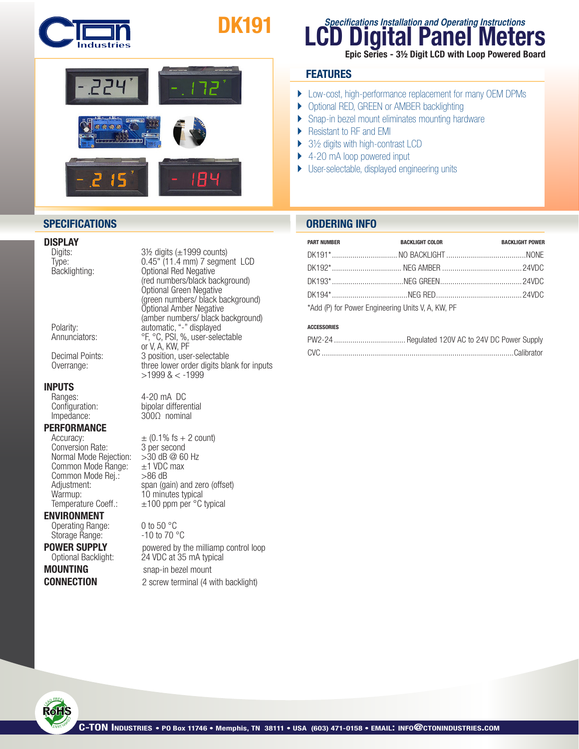# DK191

*Specifications Installation and Operating Instructions*

# LCD Digital Panel Meters

**Epic Series - 3½ Digit LCD with Loop Powered Board**

## FEATURES

- Low-cost, high-performance replacement for many OEM DPMs
- Optional RED, GREEN or AMBER backlighting
- Snap-in bezel mount eliminates mounting hardware
- Resistant to RF and EMI
- 3½ digits with high-contrast LCD
- 4-20 mA loop powered input
- User-selectable, displayed engineering units

## SPECIFICATIONS

### DISPLAY

| | |
|---|---|
| Digits: | 3½ digits (±1999 counts) |
| Type: | 0.45" (11.4 mm) 7 segment LCD |
| Backlighting: | Optional Red Negative (red numbers/black background) Optional Green Negative (green numbers/ black background) Optional Amber Negative (amber numbers/ black background) |
| Polarity: | automatic, "-" displayed |
| Annunciators: | °F, °C, PSI, %, user-selectable or V, A, KW, PF |
| Decimal Points: | 3 position, user-selectable |
| Overrange: | three lower order digits blank for inputs >1999 & < -1999 |

### INPUTS

| | |
|---|---|
| Ranges: | 4-20 mA DC |
| Configuration: | bipolar differential |
| Impedance: | 300Ω nominal |

### PERFORMANCE

| | |
|---|---|
| Accuracy: | ± (0.1% fs + 2 count) |
| Conversion Rate: | 3 per second |
| Normal Mode Rejection: | >30 dB @ 60 Hz |
| Common Mode Range: | ±1 VDC max |
| Common Mode Rej.: | >86 dB |
| Adjustment: | span (gain) and zero (offset) |
| Warmup: | 10 minutes typical |
| Temperature Coeff.: | ±100 ppm per °C typical |

### ENVIRONMENT

| | |
|---|---|
| Operating Range: | 0 to 50 °C |
| Storage Range: | -10 to 70 °C |

### POWER SUPPLY

| | |
|---|---|
| | powered by the milliamp control loop |
| Optional Backlight: | 24 VDC at 35 mA typical |

**MOUNTING** snap-in bezel mount

**CONNECTION** 2 screw terminal (4 with backlight)

## ORDERING INFO

| PART NUMBER | BACKLIGHT COLOR | BACKLIGHT POWER |
|---|---|---|
| DK191* | NO BACKLIGHT | NONE |
| DK192* | NEG AMBER | 24VDC |
| DK193* | NEG GREEN | 24VDC |
| DK194* | NEG RED | 24VDC |

*Add (P) for Power Engineering Units V, A, KW, PF

**ACCESSORIES**

| | |
|---|---|
| PW2-24 | Regulated 120V AC to 24V DC Power Supply |
| CVC | Calibrator |

C-TON INDUSTRIES • PO Box 11746 • Memphis, TN 38111 • USA (603) 471-0158 • EMAIL: INFO@CTONINDUSTRIES.COM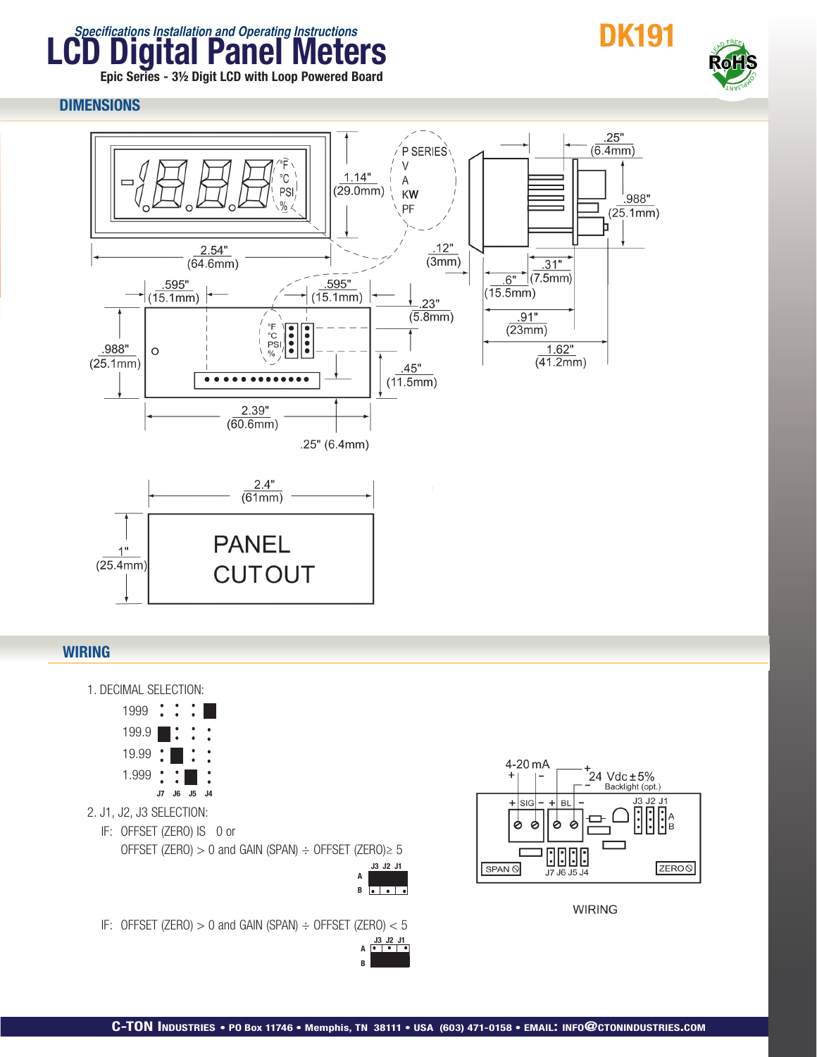*Specifications Installation and Operating Instructions*

# LCD Digital Panel Meters

**Epic Series - 3½ Digit LCD with Loop Powered Board**

**DK191**

## DIMENSIONS

P SERIES
V
A
KW
PF

1.14" (29.0mm)
2.54" (64.6mm)
.12" (3mm)
.25" (6.4mm)
.988" (25.1mm)
.6" (15.5mm)
.31" (7.5mm)
.91" (23mm)
1.62" (41.2mm)
.595" (15.1mm)
.595" (15.1mm)
.23" (5.8mm)
.988" (25.1mm)
.45" (11.5mm)
2.39" (60.6mm)
.25" (6.4mm)

2.4" (61mm)
1" (25.4mm)
PANEL CUTOUT

## WIRING

1. DECIMAL SELECTION:

1999
199.9
19.99
1.999

J7 J6 J5 J4

2. J1, J2, J3 SELECTION:

IF: OFFSET (ZERO) IS 0 or

OFFSET (ZERO) > 0 and GAIN (SPAN) ÷ OFFSET (ZERO) ≥ 5

J3 J2 J1
A
B

IF: OFFSET (ZERO) > 0 and GAIN (SPAN) ÷ OFFSET (ZERO) < 5

J3 J2 J1
A
B

4-20 mA
24 Vdc ± 5%
Backlight (opt.)
SIG BL
J3 J2 J1
A B
SPAN
J7 J6 J5 J4
ZERO

WIRING

**C-TON INDUSTRIES • PO Box 11746 • Memphis, TN 38111 • USA (603) 471-0158 • EMAIL: INFO@CTONINDUSTRIES.COM**